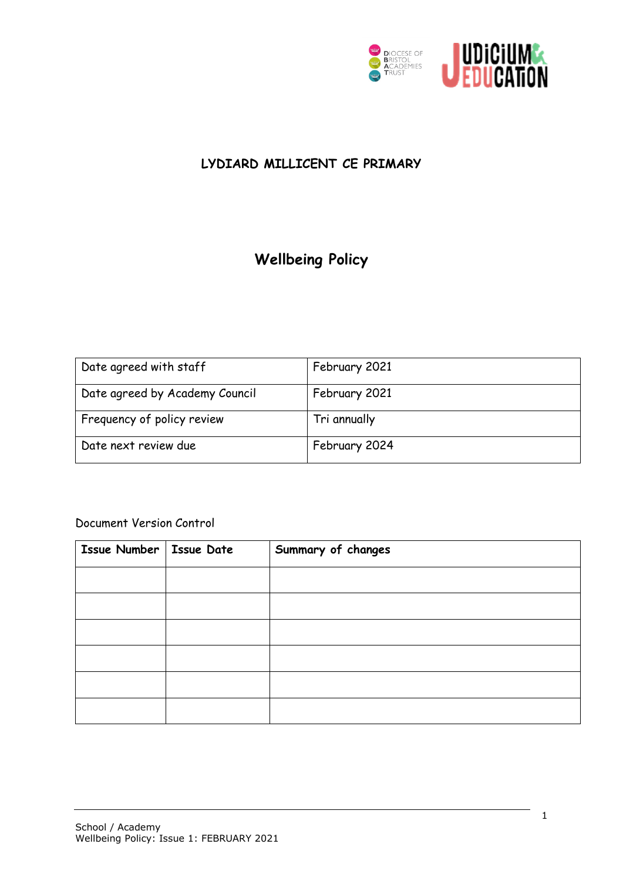## LYDIARD MILLICENT CE PRIMARY

# Wellbeing Policy

| Date agreed with staff | February 2021 |
|---|---|
| Date agreed by Academy Council | February 2021 |
| Frequency of policy review | Tri annually |
| Date next review due | February 2024 |

Document Version Control

| Issue Number | Issue Date | Summary of changes |
|---|---|---|
| | | |
| | | |
| | | |
| | | |
| | | |
| | | |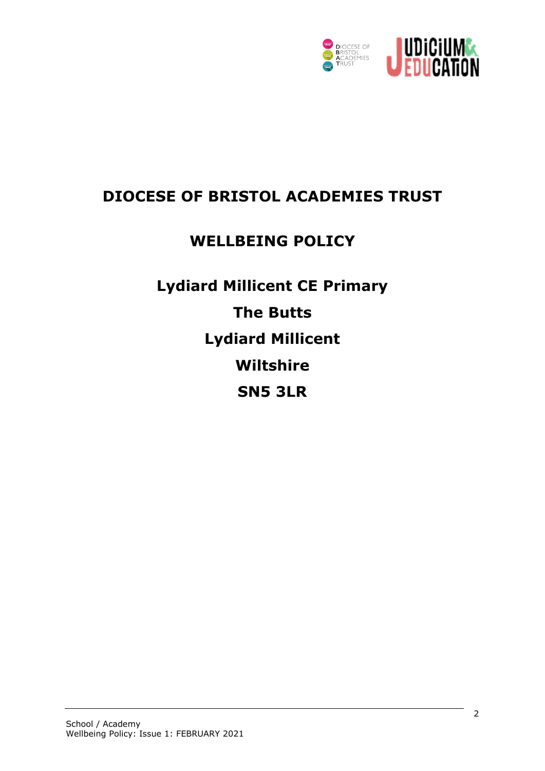# DIOCESE OF BRISTOL ACADEMIES TRUST

## WELLBEING POLICY

**Lydiard Millicent CE Primary**

**The Butts**

**Lydiard Millicent**

**Wiltshire**

**SN5 3LR**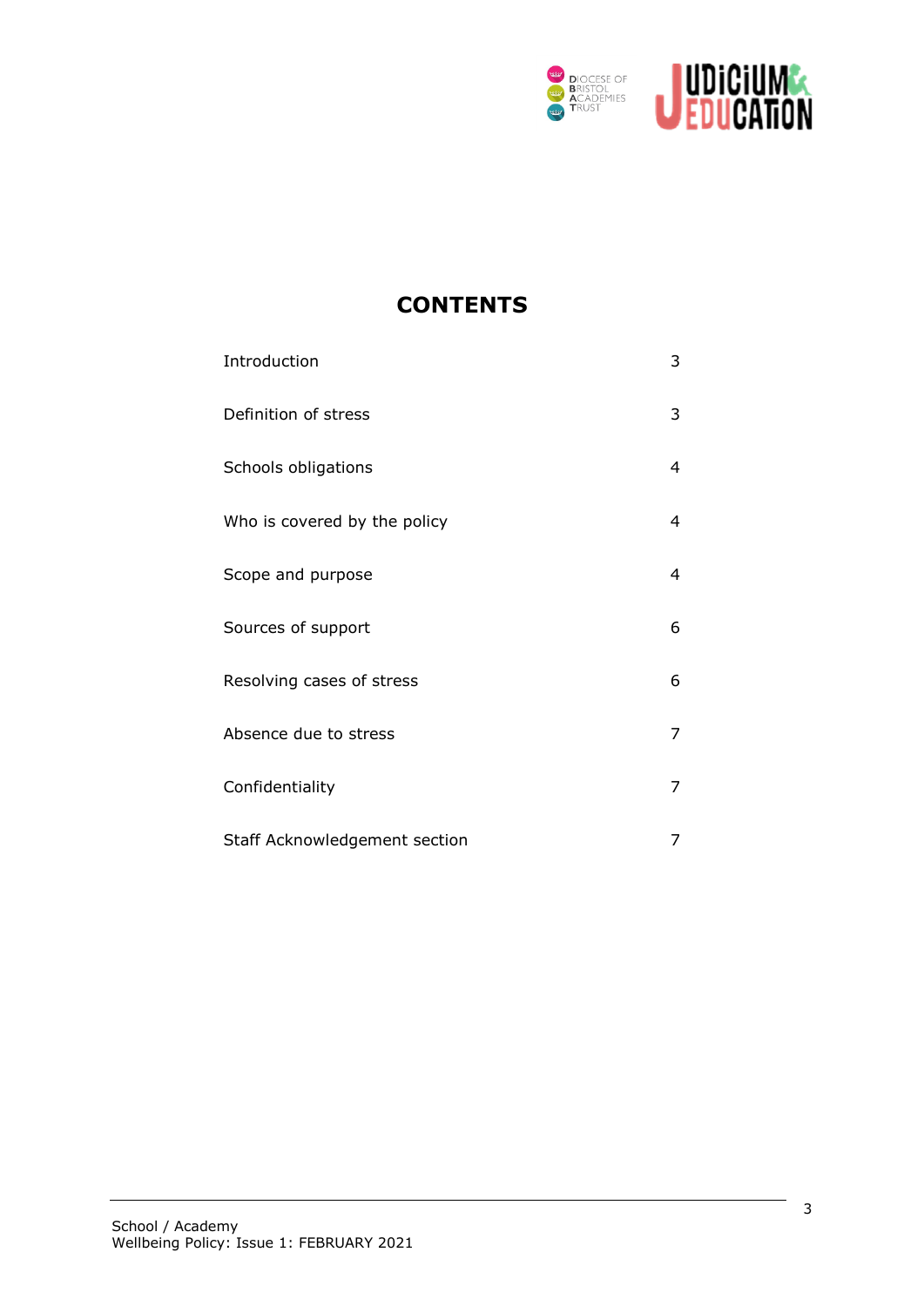# CONTENTS

| | |
|---|---|
| Introduction | 3 |
| Definition of stress | 3 |
| Schools obligations | 4 |
| Who is covered by the policy | 4 |
| Scope and purpose | 4 |
| Sources of support | 6 |
| Resolving cases of stress | 6 |
| Absence due to stress | 7 |
| Confidentiality | 7 |
| Staff Acknowledgement section | 7 |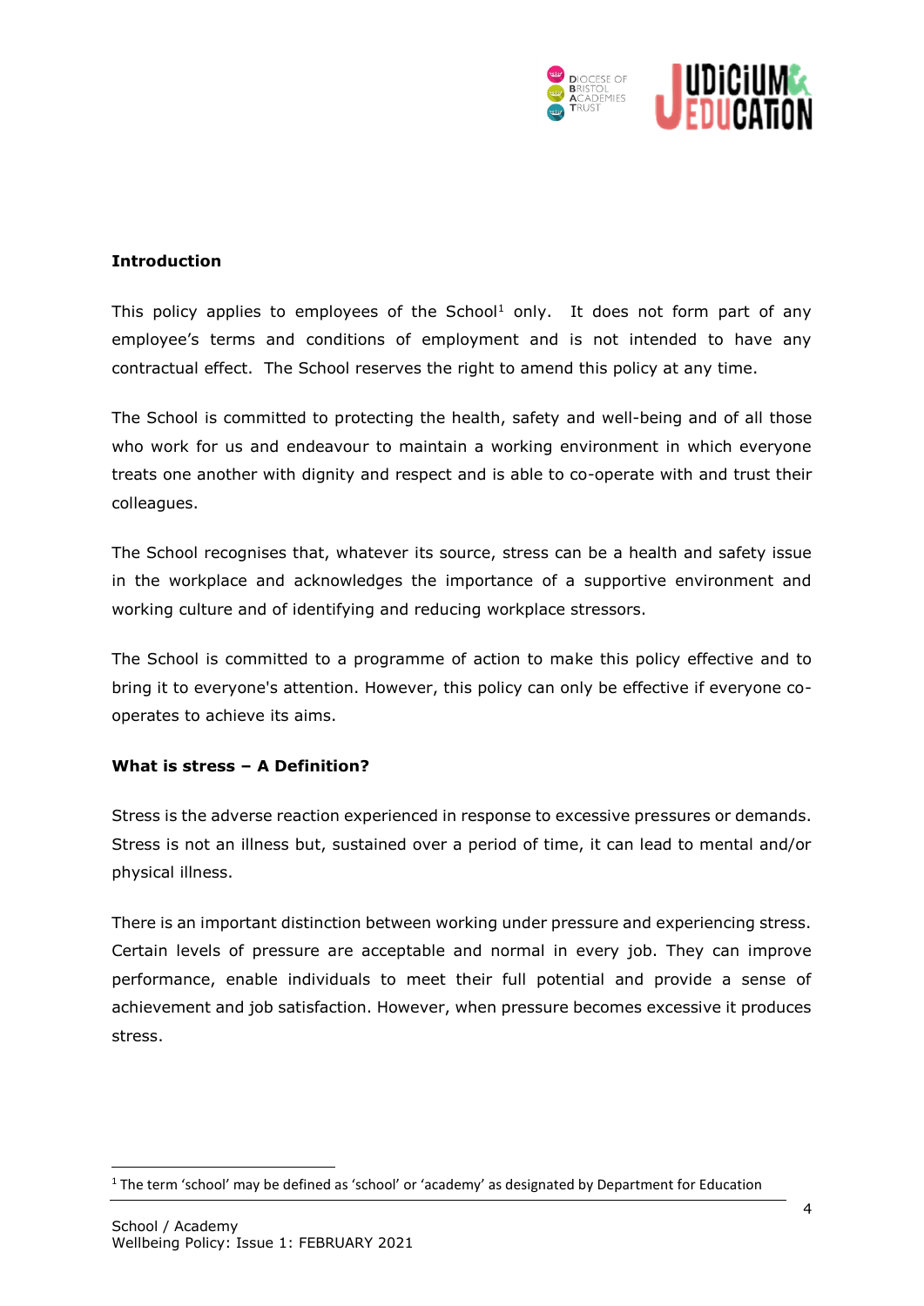**Introduction**

This policy applies to employees of the School[1] only. It does not form part of any employee's terms and conditions of employment and is not intended to have any contractual effect. The School reserves the right to amend this policy at any time.

The School is committed to protecting the health, safety and well-being and of all those who work for us and endeavour to maintain a working environment in which everyone treats one another with dignity and respect and is able to co-operate with and trust their colleagues.

The School recognises that, whatever its source, stress can be a health and safety issue in the workplace and acknowledges the importance of a supportive environment and working culture and of identifying and reducing workplace stressors.

The School is committed to a programme of action to make this policy effective and to bring it to everyone's attention. However, this policy can only be effective if everyone co-operates to achieve its aims.

**What is stress – A Definition?**

Stress is the adverse reaction experienced in response to excessive pressures or demands. Stress is not an illness but, sustained over a period of time, it can lead to mental and/or physical illness.

There is an important distinction between working under pressure and experiencing stress. Certain levels of pressure are acceptable and normal in every job. They can improve performance, enable individuals to meet their full potential and provide a sense of achievement and job satisfaction. However, when pressure becomes excessive it produces stress.

[1] The term 'school' may be defined as 'school' or 'academy' as designated by Department for Education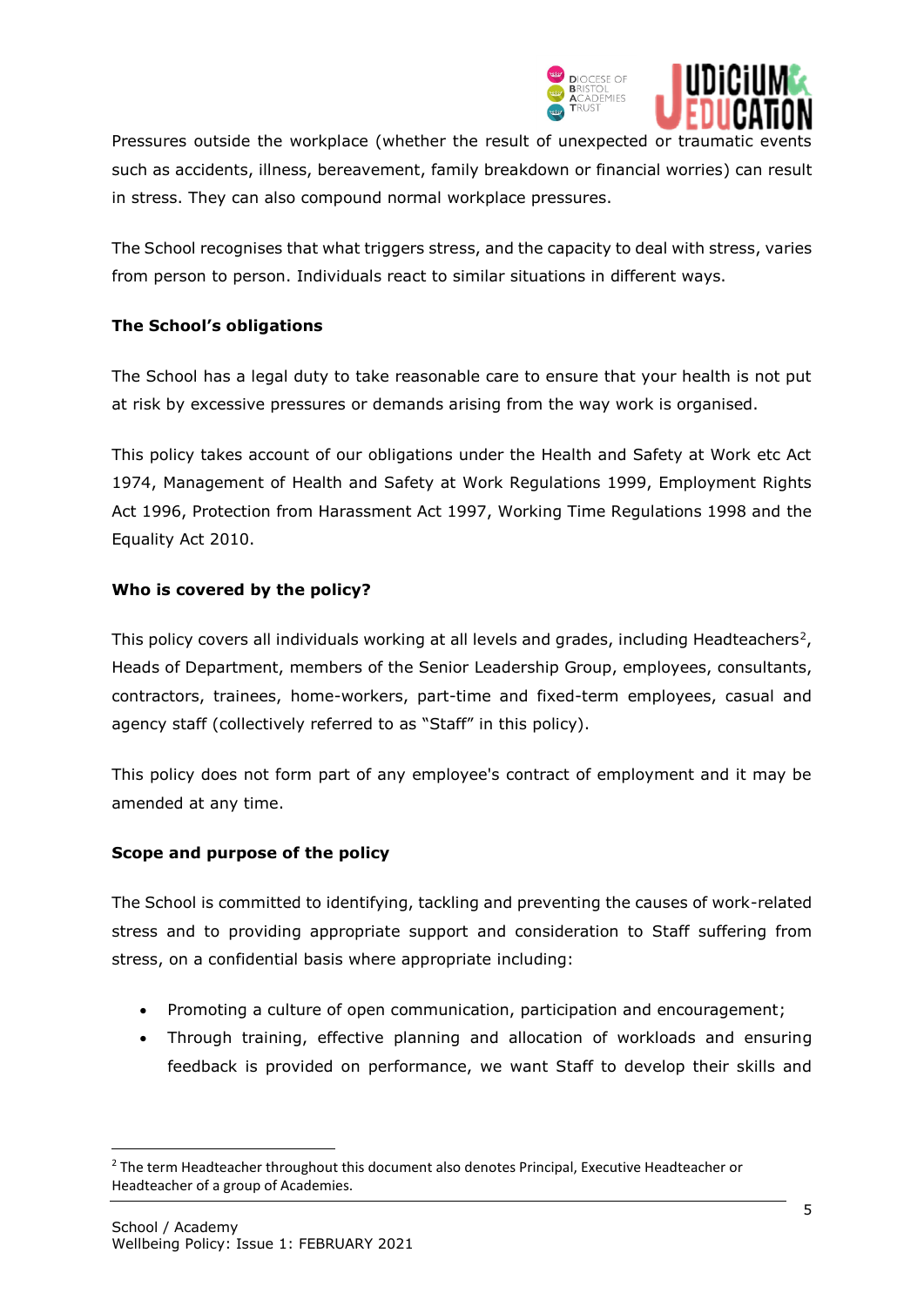Pressures outside the workplace (whether the result of unexpected or traumatic events such as accidents, illness, bereavement, family breakdown or financial worries) can result in stress. They can also compound normal workplace pressures.

The School recognises that what triggers stress, and the capacity to deal with stress, varies from person to person. Individuals react to similar situations in different ways.

**The School's obligations**

The School has a legal duty to take reasonable care to ensure that your health is not put at risk by excessive pressures or demands arising from the way work is organised.

This policy takes account of our obligations under the Health and Safety at Work etc Act 1974, Management of Health and Safety at Work Regulations 1999, Employment Rights Act 1996, Protection from Harassment Act 1997, Working Time Regulations 1998 and the Equality Act 2010.

**Who is covered by the policy?**

This policy covers all individuals working at all levels and grades, including Headteachers[2], Heads of Department, members of the Senior Leadership Group, employees, consultants, contractors, trainees, home-workers, part-time and fixed-term employees, casual and agency staff (collectively referred to as "Staff" in this policy).

This policy does not form part of any employee's contract of employment and it may be amended at any time.

**Scope and purpose of the policy**

The School is committed to identifying, tackling and preventing the causes of work-related stress and to providing appropriate support and consideration to Staff suffering from stress, on a confidential basis where appropriate including:

- Promoting a culture of open communication, participation and encouragement;
- Through training, effective planning and allocation of workloads and ensuring feedback is provided on performance, we want Staff to develop their skills and

[2] The term Headteacher throughout this document also denotes Principal, Executive Headteacher or Headteacher of a group of Academies.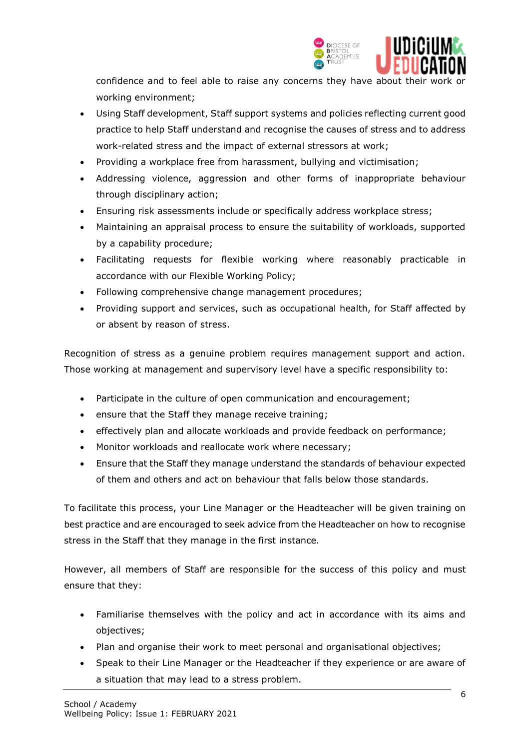confidence and to feel able to raise any concerns they have about their work or working environment;

- Using Staff development, Staff support systems and policies reflecting current good practice to help Staff understand and recognise the causes of stress and to address work-related stress and the impact of external stressors at work;
- Providing a workplace free from harassment, bullying and victimisation;
- Addressing violence, aggression and other forms of inappropriate behaviour through disciplinary action;
- Ensuring risk assessments include or specifically address workplace stress;
- Maintaining an appraisal process to ensure the suitability of workloads, supported by a capability procedure;
- Facilitating requests for flexible working where reasonably practicable in accordance with our Flexible Working Policy;
- Following comprehensive change management procedures;
- Providing support and services, such as occupational health, for Staff affected by or absent by reason of stress.

Recognition of stress as a genuine problem requires management support and action. Those working at management and supervisory level have a specific responsibility to:

- Participate in the culture of open communication and encouragement;
- ensure that the Staff they manage receive training;
- effectively plan and allocate workloads and provide feedback on performance;
- Monitor workloads and reallocate work where necessary;
- Ensure that the Staff they manage understand the standards of behaviour expected of them and others and act on behaviour that falls below those standards.

To facilitate this process, your Line Manager or the Headteacher will be given training on best practice and are encouraged to seek advice from the Headteacher on how to recognise stress in the Staff that they manage in the first instance.

However, all members of Staff are responsible for the success of this policy and must ensure that they:

- Familiarise themselves with the policy and act in accordance with its aims and objectives;
- Plan and organise their work to meet personal and organisational objectives;
- Speak to their Line Manager or the Headteacher if they experience or are aware of a situation that may lead to a stress problem.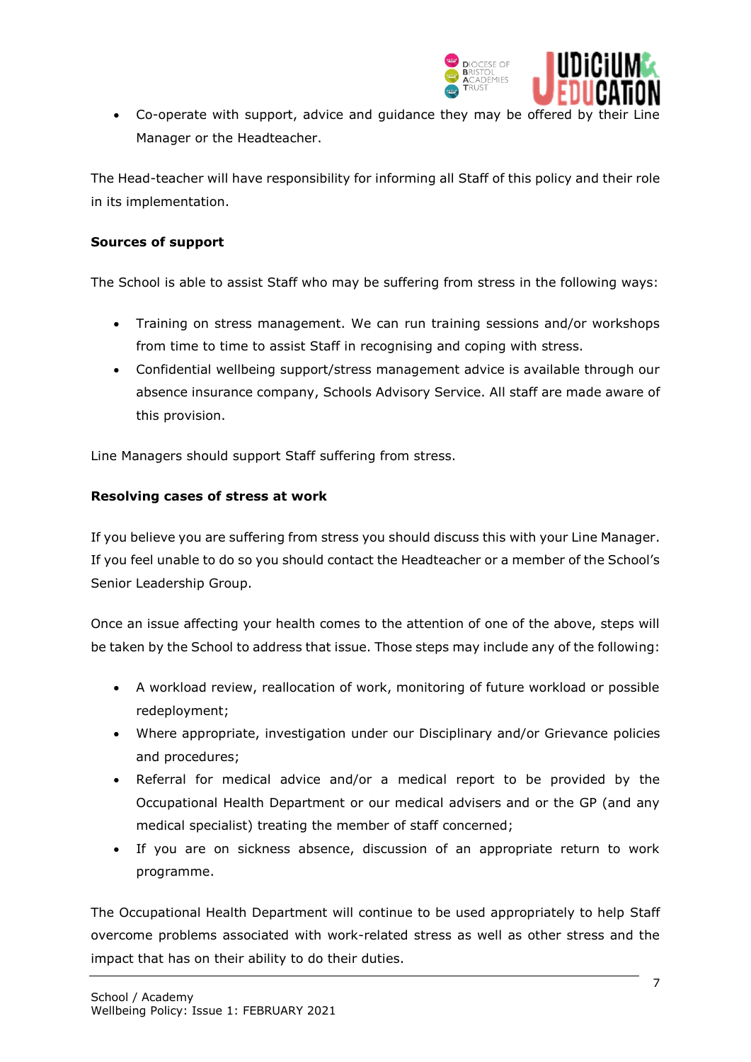- Co-operate with support, advice and guidance they may be offered by their Line Manager or the Headteacher.

The Head-teacher will have responsibility for informing all Staff of this policy and their role in its implementation.

**Sources of support**

The School is able to assist Staff who may be suffering from stress in the following ways:

- Training on stress management. We can run training sessions and/or workshops from time to time to assist Staff in recognising and coping with stress.
- Confidential wellbeing support/stress management advice is available through our absence insurance company, Schools Advisory Service. All staff are made aware of this provision.

Line Managers should support Staff suffering from stress.

**Resolving cases of stress at work**

If you believe you are suffering from stress you should discuss this with your Line Manager. If you feel unable to do so you should contact the Headteacher or a member of the School's Senior Leadership Group.

Once an issue affecting your health comes to the attention of one of the above, steps will be taken by the School to address that issue. Those steps may include any of the following:

- A workload review, reallocation of work, monitoring of future workload or possible redeployment;
- Where appropriate, investigation under our Disciplinary and/or Grievance policies and procedures;
- Referral for medical advice and/or a medical report to be provided by the Occupational Health Department or our medical advisers and or the GP (and any medical specialist) treating the member of staff concerned;
- If you are on sickness absence, discussion of an appropriate return to work programme.

The Occupational Health Department will continue to be used appropriately to help Staff overcome problems associated with work-related stress as well as other stress and the impact that has on their ability to do their duties.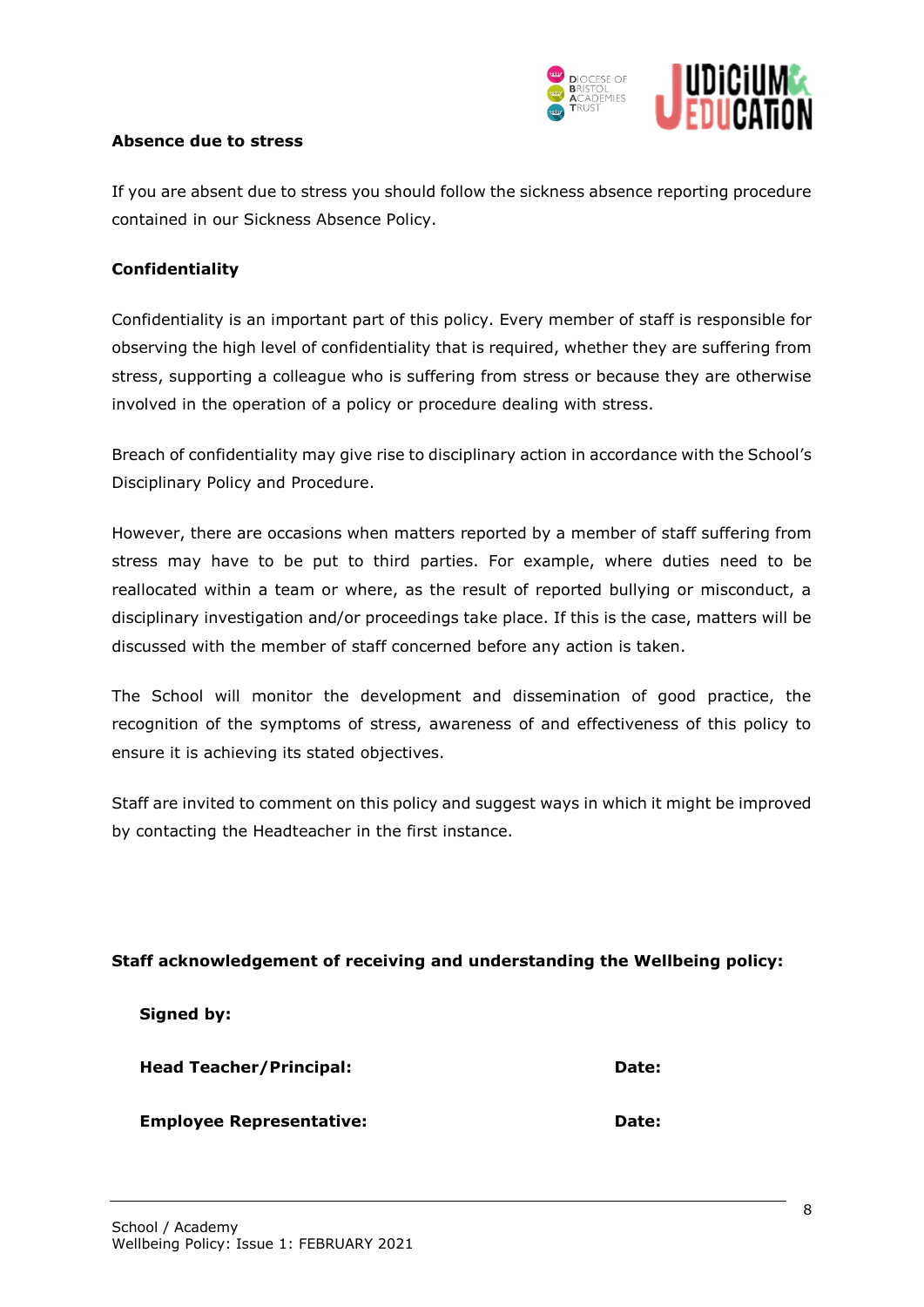**Absence due to stress**

If you are absent due to stress you should follow the sickness absence reporting procedure contained in our Sickness Absence Policy.

**Confidentiality**

Confidentiality is an important part of this policy. Every member of staff is responsible for observing the high level of confidentiality that is required, whether they are suffering from stress, supporting a colleague who is suffering from stress or because they are otherwise involved in the operation of a policy or procedure dealing with stress.

Breach of confidentiality may give rise to disciplinary action in accordance with the School's Disciplinary Policy and Procedure.

However, there are occasions when matters reported by a member of staff suffering from stress may have to be put to third parties. For example, where duties need to be reallocated within a team or where, as the result of reported bullying or misconduct, a disciplinary investigation and/or proceedings take place. If this is the case, matters will be discussed with the member of staff concerned before any action is taken.

The School will monitor the development and dissemination of good practice, the recognition of the symptoms of stress, awareness of and effectiveness of this policy to ensure it is achieving its stated objectives.

Staff are invited to comment on this policy and suggest ways in which it might be improved by contacting the Headteacher in the first instance.

**Staff acknowledgement of receiving and understanding the Wellbeing policy:**

**Signed by:**

**Head Teacher/Principal:** **Date:**

**Employee Representative:** **Date:**